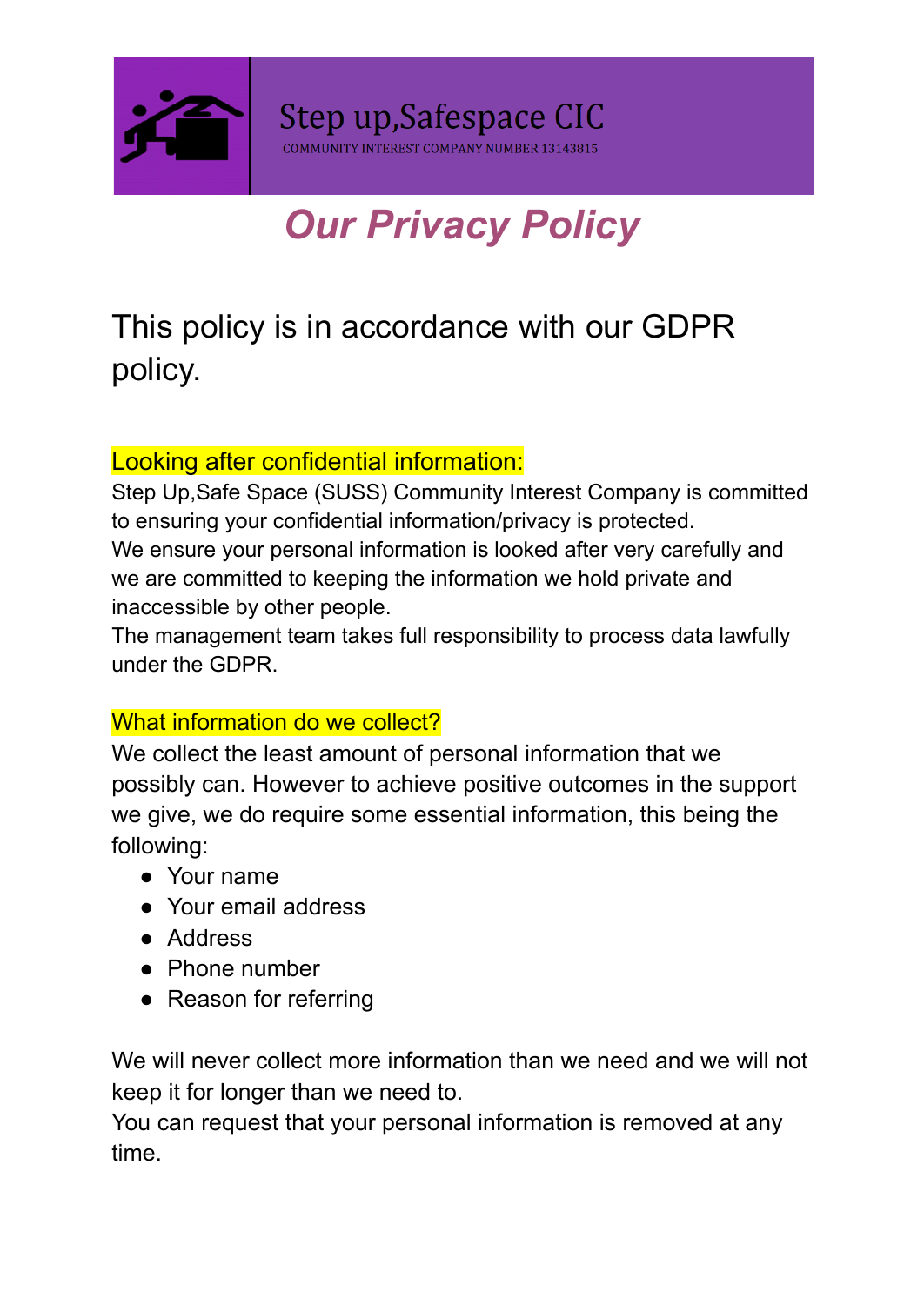Step up,Safespace CIC

COMMUNITY INTEREST COMPANY NUMBER 13143815

# *Our Privacy Policy*

## This policy is in accordance with our GDPR policy.

### Looking after confidential information:

Step Up,Safe Space (SUSS) Community Interest Company is committed to ensuring your confidential information/privacy is protected.
We ensure your personal information is looked after very carefully and we are committed to keeping the information we hold private and inaccessible by other people.
The management team takes full responsibility to process data lawfully under the GDPR.

### What information do we collect?

We collect the least amount of personal information that we possibly can. However to achieve positive outcomes in the support we give, we do require some essential information, this being the following:

- Your name
- Your email address
- Address
- Phone number
- Reason for referring

We will never collect more information than we need and we will not keep it for longer than we need to.
You can request that your personal information is removed at any time.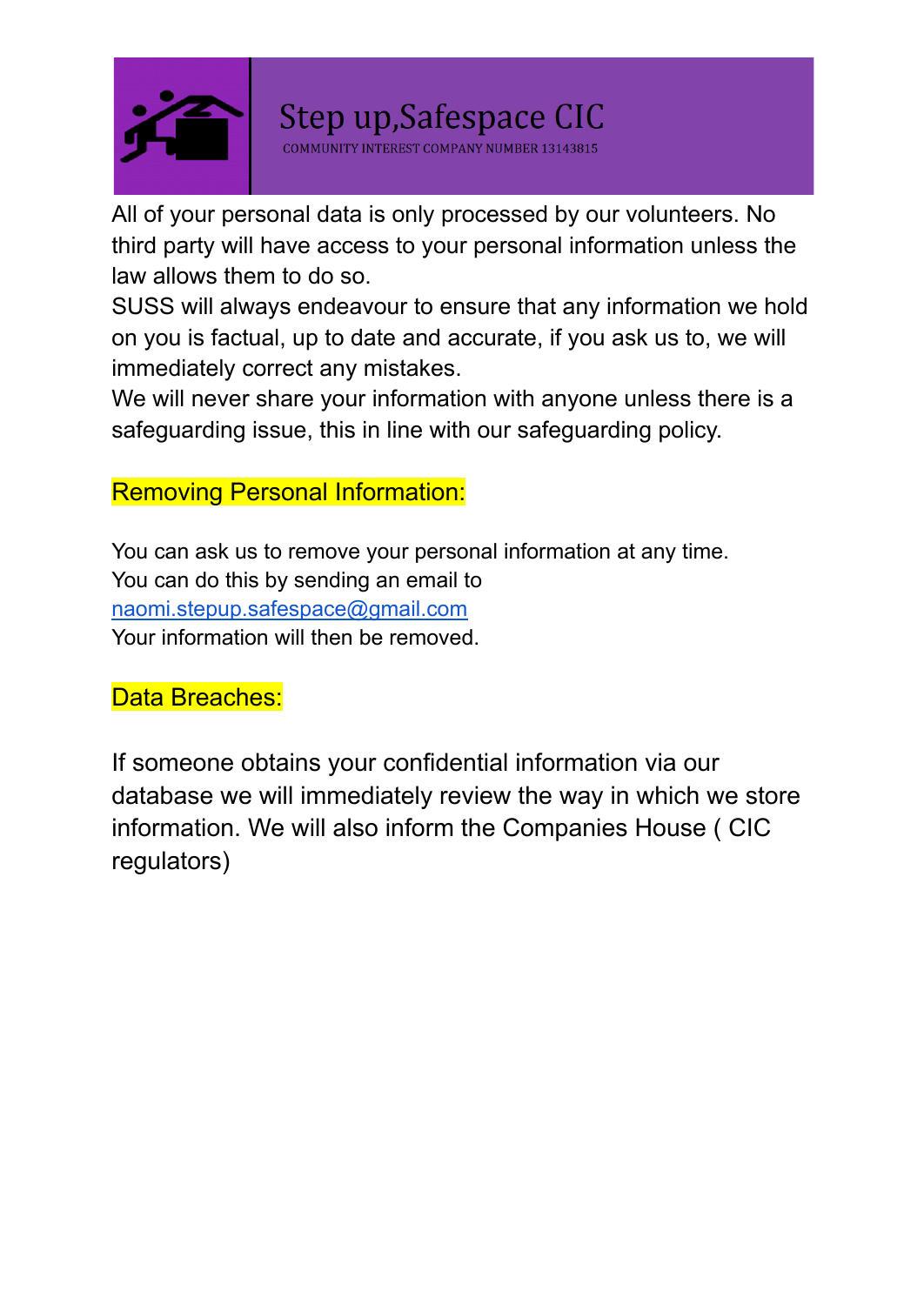Step up,Safespace CIC

COMMUNITY INTEREST COMPANY NUMBER 13143815

All of your personal data is only processed by our volunteers. No third party will have access to your personal information unless the law allows them to do so.
SUSS will always endeavour to ensure that any information we hold on you is factual, up to date and accurate, if you ask us to, we will immediately correct any mistakes.
We will never share your information with anyone unless there is a safeguarding issue, this in line with our safeguarding policy.

## Removing Personal Information:

You can ask us to remove your personal information at any time.
You can do this by sending an email to
naomi.stepup.safespace@gmail.com
Your information will then be removed.

## Data Breaches:

If someone obtains your confidential information via our database we will immediately review the way in which we store information. We will also inform the Companies House ( CIC regulators)